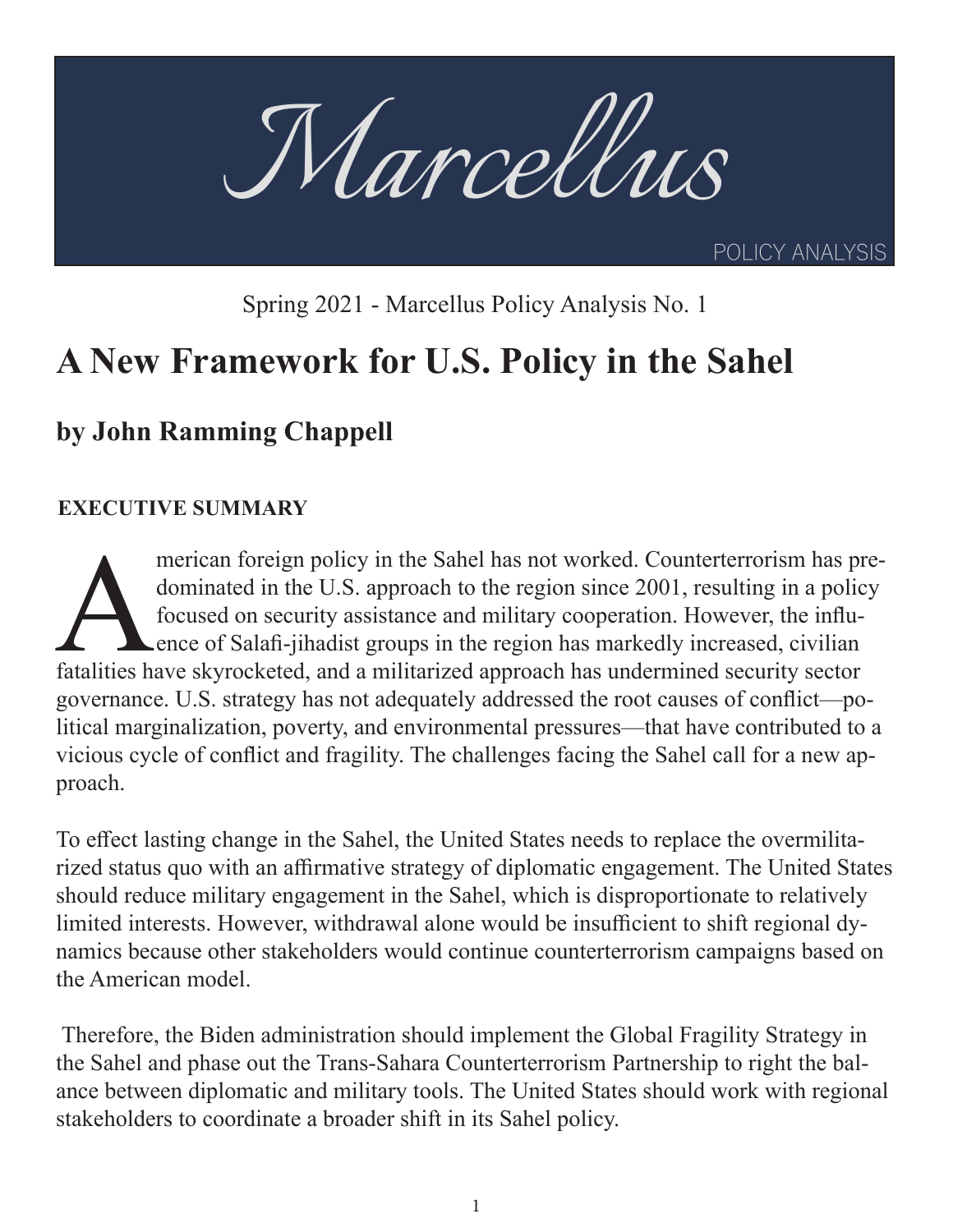# Marcellus

POLICY ANALYSIS

Spring 2021 - Marcellus Policy Analysis No. 1

# A New Framework for U.S. Policy in the Sahel

## by John Ramming Chappell

### EXECUTIVE SUMMARY

American foreign policy in the Sahel has not worked. Counterterrorism has predominated in the U.S. approach to the region since 2001, resulting in a policy focused on security assistance and military cooperation. However, the influence of Salafi-jihadist groups in the region has markedly increased, civilian fatalities have skyrocketed, and a militarized approach has undermined security sector governance. U.S. strategy has not adequately addressed the root causes of conflict—political marginalization, poverty, and environmental pressures—that have contributed to a vicious cycle of conflict and fragility. The challenges facing the Sahel call for a new approach.

To effect lasting change in the Sahel, the United States needs to replace the overmilitarized status quo with an affirmative strategy of diplomatic engagement. The United States should reduce military engagement in the Sahel, which is disproportionate to relatively limited interests. However, withdrawal alone would be insufficient to shift regional dynamics because other stakeholders would continue counterterrorism campaigns based on the American model.

Therefore, the Biden administration should implement the Global Fragility Strategy in the Sahel and phase out the Trans-Sahara Counterterrorism Partnership to right the balance between diplomatic and military tools. The United States should work with regional stakeholders to coordinate a broader shift in its Sahel policy.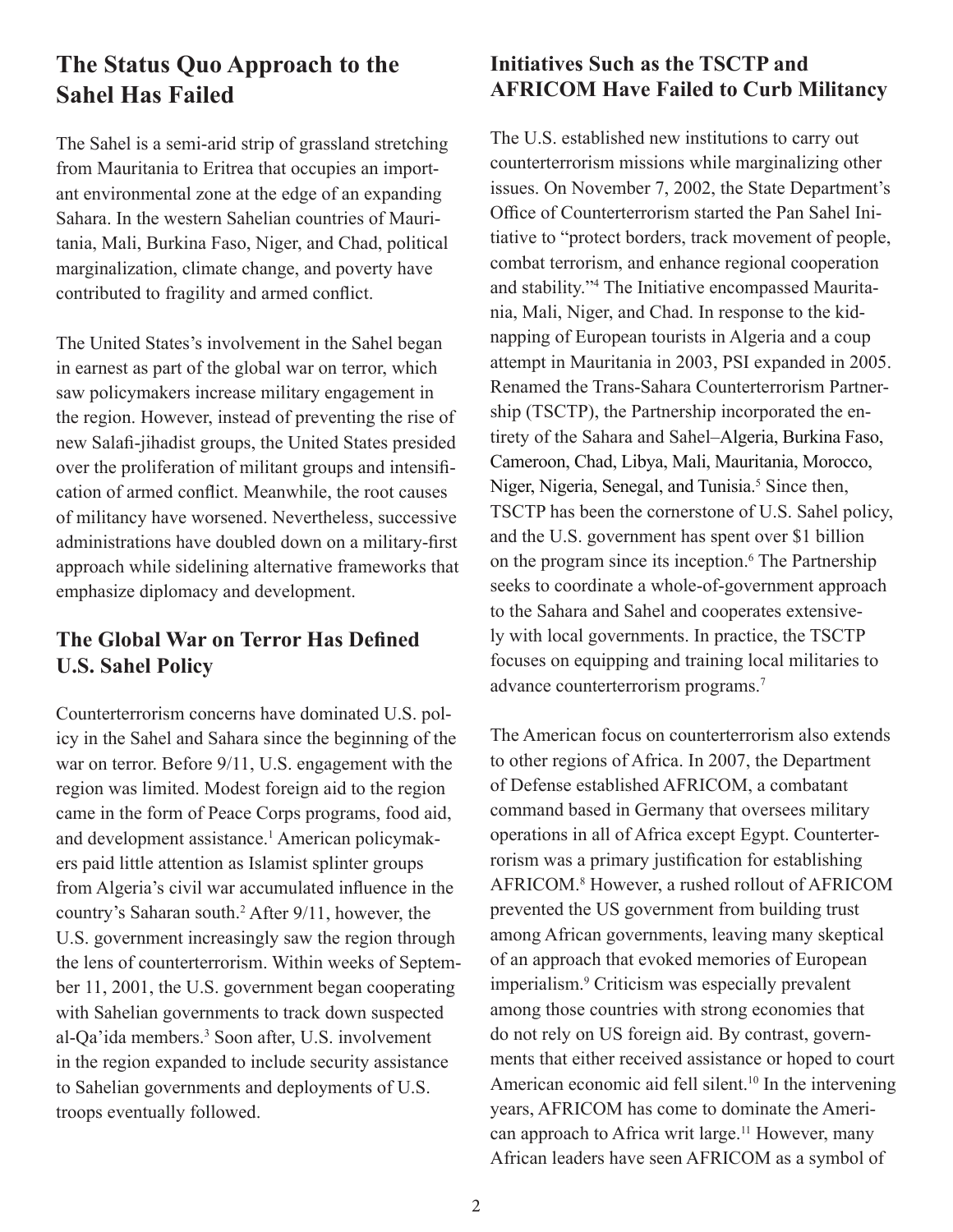## The Status Quo Approach to the Sahel Has Failed

The Sahel is a semi-arid strip of grassland stretching from Mauritania to Eritrea that occupies an important environmental zone at the edge of an expanding Sahara. In the western Sahelian countries of Mauritania, Mali, Burkina Faso, Niger, and Chad, political marginalization, climate change, and poverty have contributed to fragility and armed conflict.

The United States's involvement in the Sahel began in earnest as part of the global war on terror, which saw policymakers increase military engagement in the region. However, instead of preventing the rise of new Salafi-jihadist groups, the United States presided over the proliferation of militant groups and intensification of armed conflict. Meanwhile, the root causes of militancy have worsened. Nevertheless, successive administrations have doubled down on a military-first approach while sidelining alternative frameworks that emphasize diplomacy and development.

### The Global War on Terror Has Defined U.S. Sahel Policy

Counterterrorism concerns have dominated U.S. policy in the Sahel and Sahara since the beginning of the war on terror. Before 9/11, U.S. engagement with the region was limited. Modest foreign aid to the region came in the form of Peace Corps programs, food aid, and development assistance.[1] American policymakers paid little attention as Islamist splinter groups from Algeria's civil war accumulated influence in the country's Saharan south.[2] After 9/11, however, the U.S. government increasingly saw the region through the lens of counterterrorism. Within weeks of September 11, 2001, the U.S. government began cooperating with Sahelian governments to track down suspected al-Qa'ida members.[3] Soon after, U.S. involvement in the region expanded to include security assistance to Sahelian governments and deployments of U.S. troops eventually followed.

### Initiatives Such as the TSCTP and AFRICOM Have Failed to Curb Militancy

The U.S. established new institutions to carry out counterterrorism missions while marginalizing other issues. On November 7, 2002, the State Department's Office of Counterterrorism started the Pan Sahel Initiative to "protect borders, track movement of people, combat terrorism, and enhance regional cooperation and stability."[4] The Initiative encompassed Mauritania, Mali, Niger, and Chad. In response to the kidnapping of European tourists in Algeria and a coup attempt in Mauritania in 2003, PSI expanded in 2005. Renamed the Trans-Sahara Counterterrorism Partnership (TSCTP), the Partnership incorporated the entirety of the Sahara and Sahel–Algeria, Burkina Faso, Cameroon, Chad, Libya, Mali, Mauritania, Morocco, Niger, Nigeria, Senegal, and Tunisia.[5] Since then, TSCTP has been the cornerstone of U.S. Sahel policy, and the U.S. government has spent over $1 billion on the program since its inception.[6] The Partnership seeks to coordinate a whole-of-government approach to the Sahara and Sahel and cooperates extensively with local governments. In practice, the TSCTP focuses on equipping and training local militaries to advance counterterrorism programs.[7]

The American focus on counterterrorism also extends to other regions of Africa. In 2007, the Department of Defense established AFRICOM, a combatant command based in Germany that oversees military operations in all of Africa except Egypt. Counterterrorism was a primary justification for establishing AFRICOM.[8] However, a rushed rollout of AFRICOM prevented the US government from building trust among African governments, leaving many skeptical of an approach that evoked memories of European imperialism.[9] Criticism was especially prevalent among those countries with strong economies that do not rely on US foreign aid. By contrast, governments that either received assistance or hoped to court American economic aid fell silent.[10] In the intervening years, AFRICOM has come to dominate the American approach to Africa writ large.[11] However, many African leaders have seen AFRICOM as a symbol of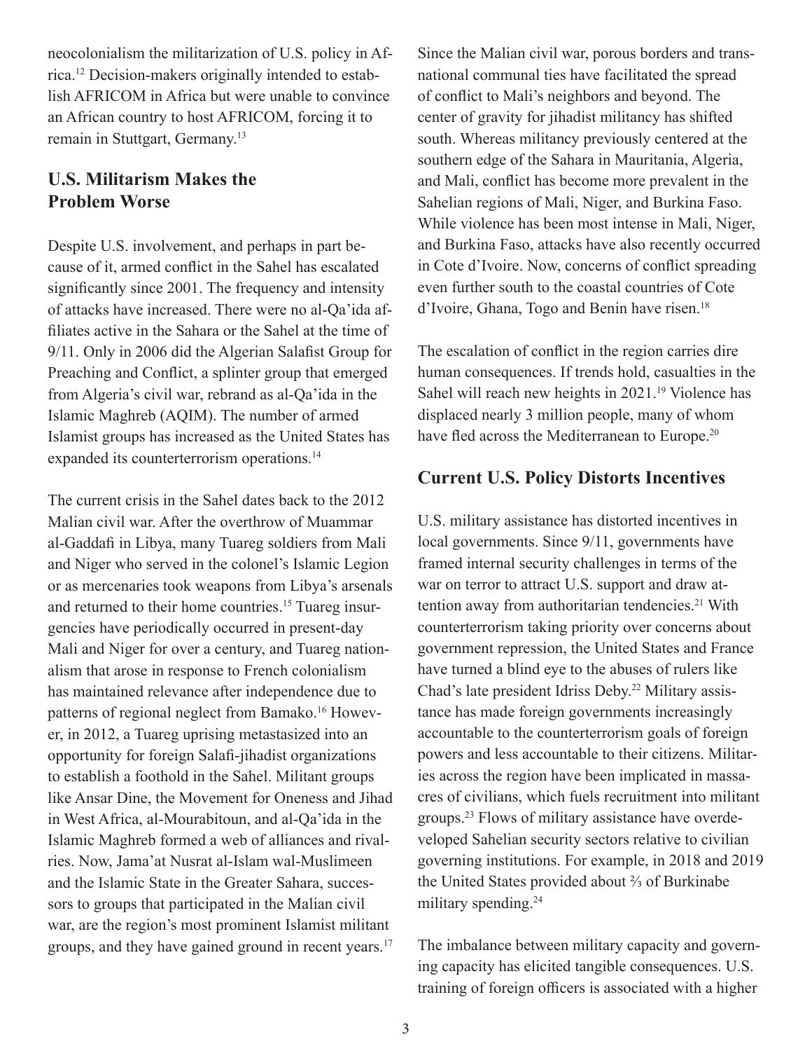neocolonialism the militarization of U.S. policy in Africa.[12] Decision-makers originally intended to establish AFRICOM in Africa but were unable to convince an African country to host AFRICOM, forcing it to remain in Stuttgart, Germany.[13]

## U.S. Militarism Makes the Problem Worse

Despite U.S. involvement, and perhaps in part because of it, armed conflict in the Sahel has escalated significantly since 2001. The frequency and intensity of attacks have increased. There were no al-Qa'ida affiliates active in the Sahara or the Sahel at the time of 9/11. Only in 2006 did the Algerian Salafist Group for Preaching and Conflict, a splinter group that emerged from Algeria's civil war, rebrand as al-Qa'ida in the Islamic Maghreb (AQIM). The number of armed Islamist groups has increased as the United States has expanded its counterterrorism operations.[14]

The current crisis in the Sahel dates back to the 2012 Malian civil war. After the overthrow of Muammar al-Gaddafi in Libya, many Tuareg soldiers from Mali and Niger who served in the colonel's Islamic Legion or as mercenaries took weapons from Libya's arsenals and returned to their home countries.[15] Tuareg insurgencies have periodically occurred in present-day Mali and Niger for over a century, and Tuareg nationalism that arose in response to French colonialism has maintained relevance after independence due to patterns of regional neglect from Bamako.[16] However, in 2012, a Tuareg uprising metastasized into an opportunity for foreign Salafi-jihadist organizations to establish a foothold in the Sahel. Militant groups like Ansar Dine, the Movement for Oneness and Jihad in West Africa, al-Mourabitoun, and al-Qa'ida in the Islamic Maghreb formed a web of alliances and rivalries. Now, Jama'at Nusrat al-Islam wal-Muslimeen and the Islamic State in the Greater Sahara, successors to groups that participated in the Malian civil war, are the region's most prominent Islamist militant groups, and they have gained ground in recent years.[17]

Since the Malian civil war, porous borders and transnational communal ties have facilitated the spread of conflict to Mali's neighbors and beyond. The center of gravity for jihadist militancy has shifted south. Whereas militancy previously centered at the southern edge of the Sahara in Mauritania, Algeria, and Mali, conflict has become more prevalent in the Sahelian regions of Mali, Niger, and Burkina Faso. While violence has been most intense in Mali, Niger, and Burkina Faso, attacks have also recently occurred in Cote d'Ivoire. Now, concerns of conflict spreading even further south to the coastal countries of Cote d'Ivoire, Ghana, Togo and Benin have risen.[18]

The escalation of conflict in the region carries dire human consequences. If trends hold, casualties in the Sahel will reach new heights in 2021.[19] Violence has displaced nearly 3 million people, many of whom have fled across the Mediterranean to Europe.[20]

## Current U.S. Policy Distorts Incentives

U.S. military assistance has distorted incentives in local governments. Since 9/11, governments have framed internal security challenges in terms of the war on terror to attract U.S. support and draw attention away from authoritarian tendencies.[21] With counterterrorism taking priority over concerns about government repression, the United States and France have turned a blind eye to the abuses of rulers like Chad's late president Idriss Deby.[22] Military assistance has made foreign governments increasingly accountable to the counterterrorism goals of foreign powers and less accountable to their citizens. Militaries across the region have been implicated in massacres of civilians, which fuels recruitment into militant groups.[23] Flows of military assistance have overdeveloped Sahelian security sectors relative to civilian governing institutions. For example, in 2018 and 2019 the United States provided about ⅔ of Burkinabe military spending.[24]

The imbalance between military capacity and governing capacity has elicited tangible consequences. U.S. training of foreign officers is associated with a higher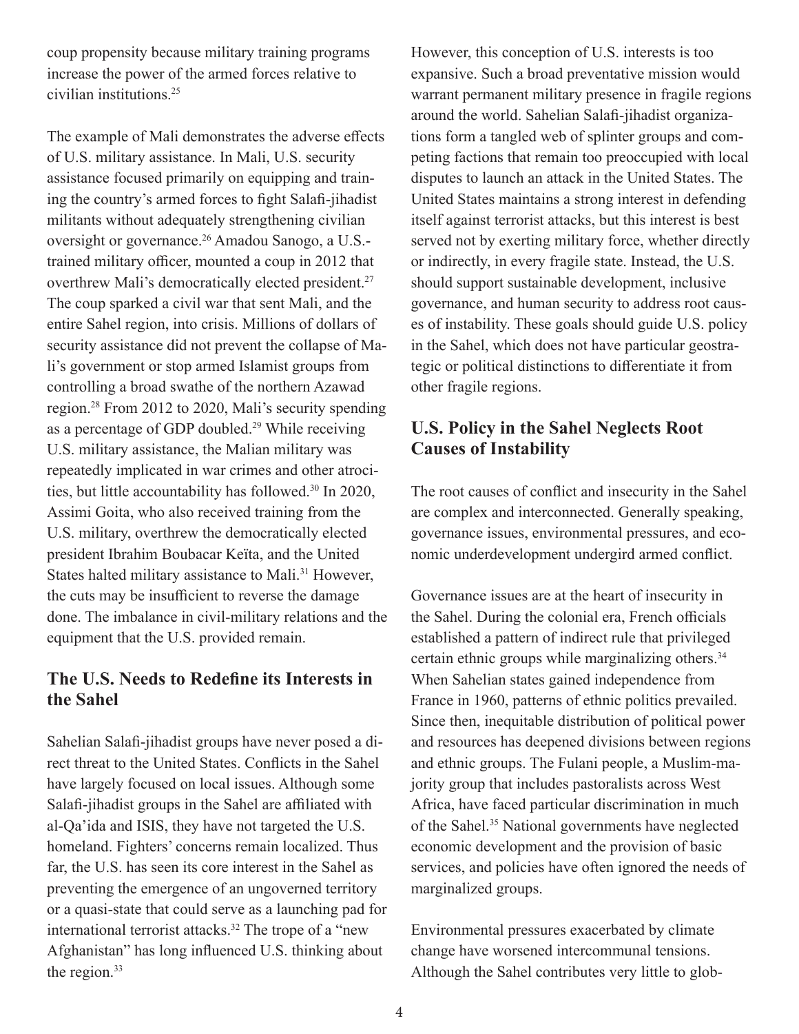coup propensity because military training programs increase the power of the armed forces relative to civilian institutions.[25]

The example of Mali demonstrates the adverse effects of U.S. military assistance. In Mali, U.S. security assistance focused primarily on equipping and training the country's armed forces to fight Salafi-jihadist militants without adequately strengthening civilian oversight or governance.[26] Amadou Sanogo, a U.S.-trained military officer, mounted a coup in 2012 that overthrew Mali's democratically elected president.[27] The coup sparked a civil war that sent Mali, and the entire Sahel region, into crisis. Millions of dollars of security assistance did not prevent the collapse of Mali's government or stop armed Islamist groups from controlling a broad swathe of the northern Azawad region.[28] From 2012 to 2020, Mali's security spending as a percentage of GDP doubled.[29] While receiving U.S. military assistance, the Malian military was repeatedly implicated in war crimes and other atrocities, but little accountability has followed.[30] In 2020, Assimi Goita, who also received training from the U.S. military, overthrew the democratically elected president Ibrahim Boubacar Keïta, and the United States halted military assistance to Mali.[31] However, the cuts may be insufficient to reverse the damage done. The imbalance in civil-military relations and the equipment that the U.S. provided remain.

## The U.S. Needs to Redefine its Interests in the Sahel

Sahelian Salafi-jihadist groups have never posed a direct threat to the United States. Conflicts in the Sahel have largely focused on local issues. Although some Salafi-jihadist groups in the Sahel are affiliated with al-Qa'ida and ISIS, they have not targeted the U.S. homeland. Fighters' concerns remain localized. Thus far, the U.S. has seen its core interest in the Sahel as preventing the emergence of an ungoverned territory or a quasi-state that could serve as a launching pad for international terrorist attacks.[32] The trope of a "new Afghanistan" has long influenced U.S. thinking about the region.[33]

However, this conception of U.S. interests is too expansive. Such a broad preventative mission would warrant permanent military presence in fragile regions around the world. Sahelian Salafi-jihadist organizations form a tangled web of splinter groups and competing factions that remain too preoccupied with local disputes to launch an attack in the United States. The United States maintains a strong interest in defending itself against terrorist attacks, but this interest is best served not by exerting military force, whether directly or indirectly, in every fragile state. Instead, the U.S. should support sustainable development, inclusive governance, and human security to address root causes of instability. These goals should guide U.S. policy in the Sahel, which does not have particular geostrategic or political distinctions to differentiate it from other fragile regions.

## U.S. Policy in the Sahel Neglects Root Causes of Instability

The root causes of conflict and insecurity in the Sahel are complex and interconnected. Generally speaking, governance issues, environmental pressures, and economic underdevelopment undergird armed conflict.

Governance issues are at the heart of insecurity in the Sahel. During the colonial era, French officials established a pattern of indirect rule that privileged certain ethnic groups while marginalizing others.[34] When Sahelian states gained independence from France in 1960, patterns of ethnic politics prevailed. Since then, inequitable distribution of political power and resources has deepened divisions between regions and ethnic groups. The Fulani people, a Muslim-majority group that includes pastoralists across West Africa, have faced particular discrimination in much of the Sahel.[35] National governments have neglected economic development and the provision of basic services, and policies have often ignored the needs of marginalized groups.

Environmental pressures exacerbated by climate change have worsened intercommunal tensions. Although the Sahel contributes very little to glob-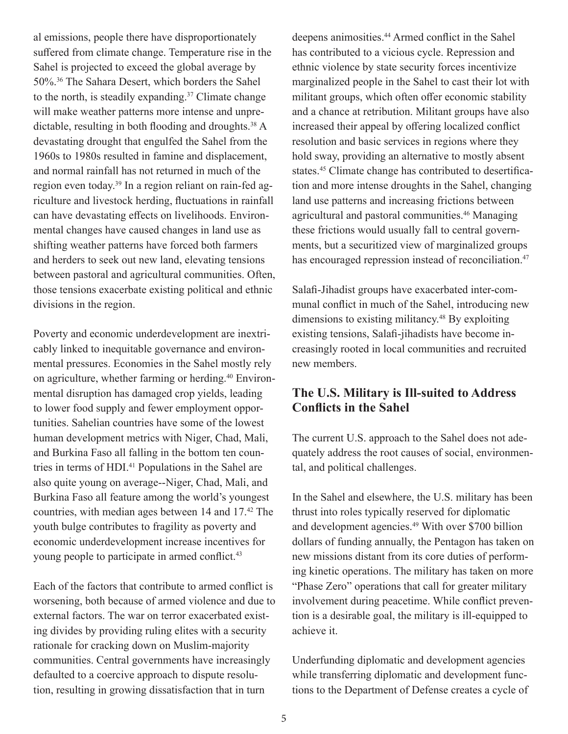al emissions, people there have disproportionately suffered from climate change. Temperature rise in the Sahel is projected to exceed the global average by 50%.[36] The Sahara Desert, which borders the Sahel to the north, is steadily expanding.[37] Climate change will make weather patterns more intense and unpredictable, resulting in both flooding and droughts.[38] A devastating drought that engulfed the Sahel from the 1960s to 1980s resulted in famine and displacement, and normal rainfall has not returned in much of the region even today.[39] In a region reliant on rain-fed agriculture and livestock herding, fluctuations in rainfall can have devastating effects on livelihoods. Environmental changes have caused changes in land use as shifting weather patterns have forced both farmers and herders to seek out new land, elevating tensions between pastoral and agricultural communities. Often, those tensions exacerbate existing political and ethnic divisions in the region.

Poverty and economic underdevelopment are inextricably linked to inequitable governance and environmental pressures. Economies in the Sahel mostly rely on agriculture, whether farming or herding.[40] Environmental disruption has damaged crop yields, leading to lower food supply and fewer employment opportunities. Sahelian countries have some of the lowest human development metrics with Niger, Chad, Mali, and Burkina Faso all falling in the bottom ten countries in terms of HDI.[41] Populations in the Sahel are also quite young on average--Niger, Chad, Mali, and Burkina Faso all feature among the world's youngest countries, with median ages between 14 and 17.[42] The youth bulge contributes to fragility as poverty and economic underdevelopment increase incentives for young people to participate in armed conflict.[43]

Each of the factors that contribute to armed conflict is worsening, both because of armed violence and due to external factors. The war on terror exacerbated existing divides by providing ruling elites with a security rationale for cracking down on Muslim-majority communities. Central governments have increasingly defaulted to a coercive approach to dispute resolution, resulting in growing dissatisfaction that in turn deepens animosities.[44] Armed conflict in the Sahel has contributed to a vicious cycle. Repression and ethnic violence by state security forces incentivize marginalized people in the Sahel to cast their lot with militant groups, which often offer economic stability and a chance at retribution. Militant groups have also increased their appeal by offering localized conflict resolution and basic services in regions where they hold sway, providing an alternative to mostly absent states.[45] Climate change has contributed to desertification and more intense droughts in the Sahel, changing land use patterns and increasing frictions between agricultural and pastoral communities.[46] Managing these frictions would usually fall to central governments, but a securitized view of marginalized groups has encouraged repression instead of reconciliation.[47]

Salafi-Jihadist groups have exacerbated inter-communal conflict in much of the Sahel, introducing new dimensions to existing militancy.[48] By exploiting existing tensions, Salafi-jihadists have become increasingly rooted in local communities and recruited new members.

## The U.S. Military is Ill-suited to Address Conflicts in the Sahel

The current U.S. approach to the Sahel does not adequately address the root causes of social, environmental, and political challenges.

In the Sahel and elsewhere, the U.S. military has been thrust into roles typically reserved for diplomatic and development agencies.[49] With over $700 billion dollars of funding annually, the Pentagon has taken on new missions distant from its core duties of performing kinetic operations. The military has taken on more "Phase Zero" operations that call for greater military involvement during peacetime. While conflict prevention is a desirable goal, the military is ill-equipped to achieve it.

Underfunding diplomatic and development agencies while transferring diplomatic and development functions to the Department of Defense creates a cycle of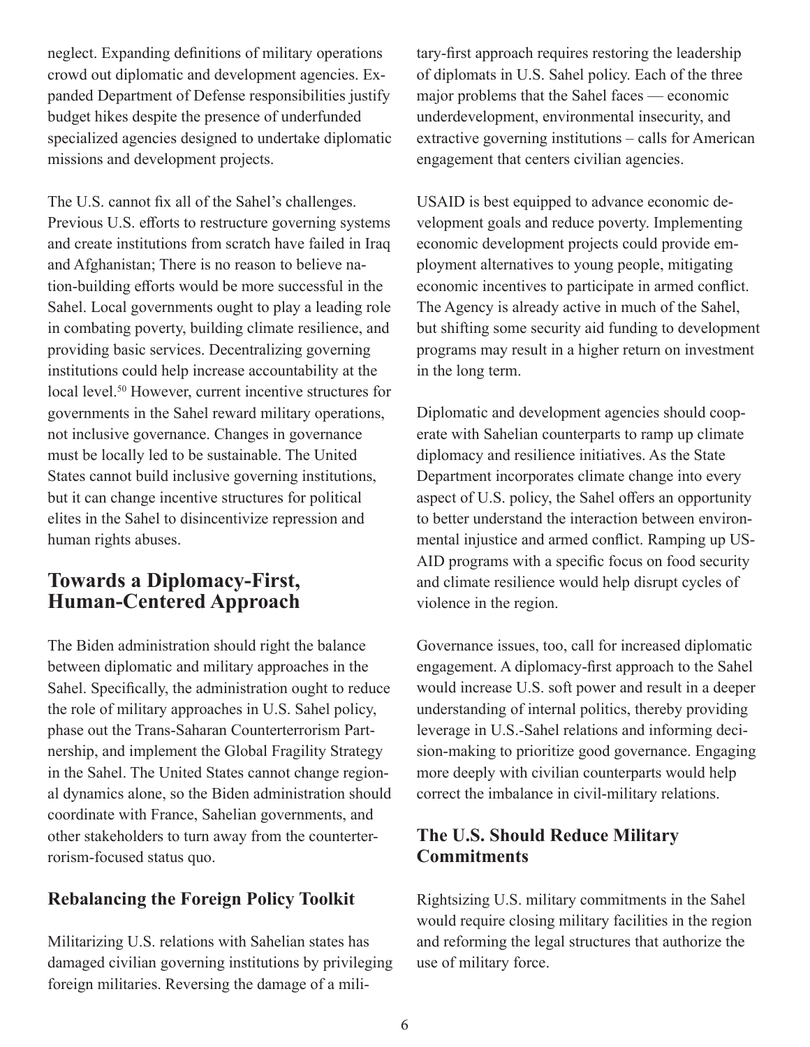neglect. Expanding definitions of military operations crowd out diplomatic and development agencies. Expanded Department of Defense responsibilities justify budget hikes despite the presence of underfunded specialized agencies designed to undertake diplomatic missions and development projects.

The U.S. cannot fix all of the Sahel's challenges. Previous U.S. efforts to restructure governing systems and create institutions from scratch have failed in Iraq and Afghanistan; There is no reason to believe nation-building efforts would be more successful in the Sahel. Local governments ought to play a leading role in combating poverty, building climate resilience, and providing basic services. Decentralizing governing institutions could help increase accountability at the local level.[50] However, current incentive structures for governments in the Sahel reward military operations, not inclusive governance. Changes in governance must be locally led to be sustainable. The United States cannot build inclusive governing institutions, but it can change incentive structures for political elites in the Sahel to disincentivize repression and human rights abuses.

## Towards a Diplomacy-First, Human-Centered Approach

The Biden administration should right the balance between diplomatic and military approaches in the Sahel. Specifically, the administration ought to reduce the role of military approaches in U.S. Sahel policy, phase out the Trans-Saharan Counterterrorism Partnership, and implement the Global Fragility Strategy in the Sahel. The United States cannot change regional dynamics alone, so the Biden administration should coordinate with France, Sahelian governments, and other stakeholders to turn away from the counterterrorism-focused status quo.

### Rebalancing the Foreign Policy Toolkit

Militarizing U.S. relations with Sahelian states has damaged civilian governing institutions by privileging foreign militaries. Reversing the damage of a military-first approach requires restoring the leadership of diplomats in U.S. Sahel policy. Each of the three major problems that the Sahel faces — economic underdevelopment, environmental insecurity, and extractive governing institutions – calls for American engagement that centers civilian agencies.

USAID is best equipped to advance economic development goals and reduce poverty. Implementing economic development projects could provide employment alternatives to young people, mitigating economic incentives to participate in armed conflict. The Agency is already active in much of the Sahel, but shifting some security aid funding to development programs may result in a higher return on investment in the long term.

Diplomatic and development agencies should cooperate with Sahelian counterparts to ramp up climate diplomacy and resilience initiatives. As the State Department incorporates climate change into every aspect of U.S. policy, the Sahel offers an opportunity to better understand the interaction between environmental injustice and armed conflict. Ramping up USAID programs with a specific focus on food security and climate resilience would help disrupt cycles of violence in the region.

Governance issues, too, call for increased diplomatic engagement. A diplomacy-first approach to the Sahel would increase U.S. soft power and result in a deeper understanding of internal politics, thereby providing leverage in U.S.-Sahel relations and informing decision-making to prioritize good governance. Engaging more deeply with civilian counterparts would help correct the imbalance in civil-military relations.

### The U.S. Should Reduce Military Commitments

Rightsizing U.S. military commitments in the Sahel would require closing military facilities in the region and reforming the legal structures that authorize the use of military force.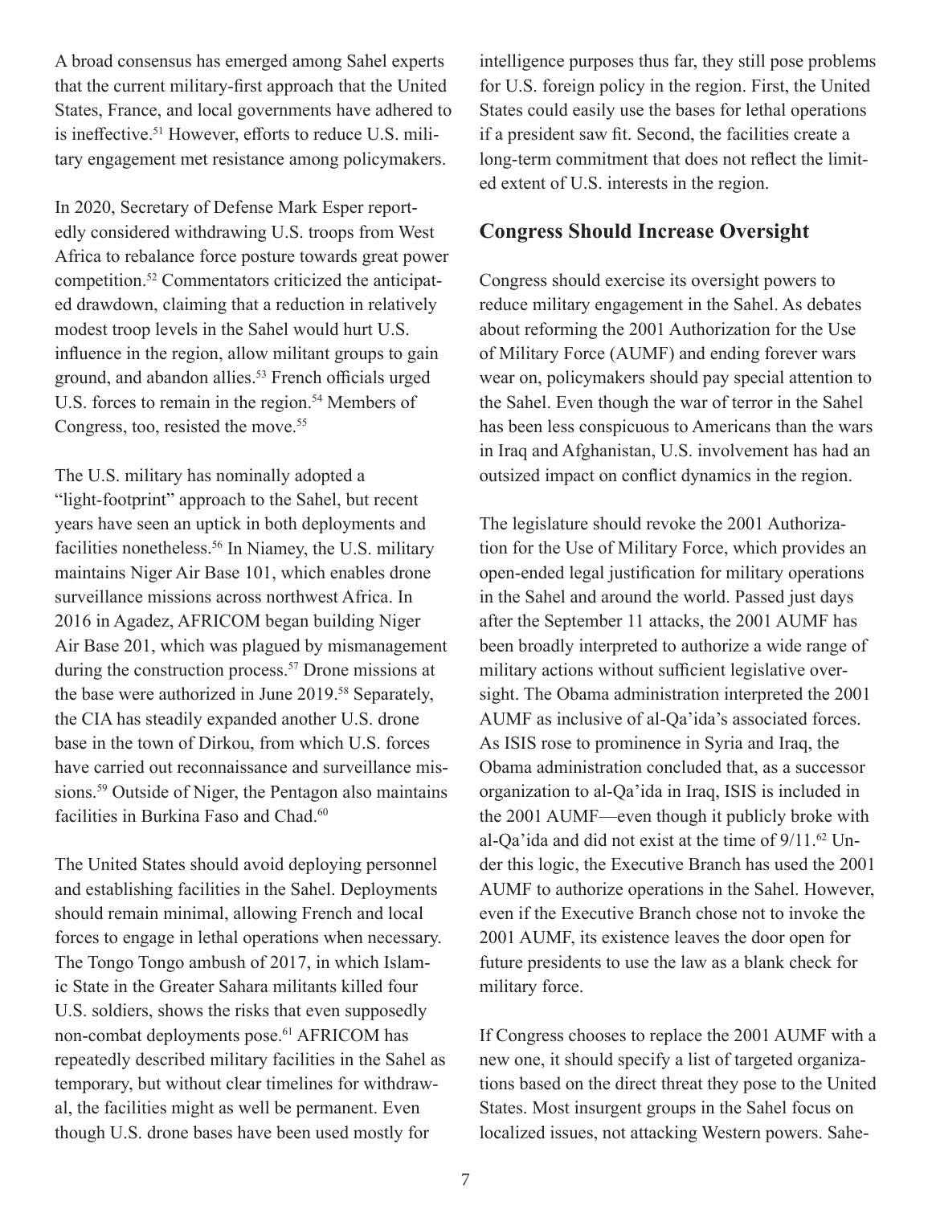A broad consensus has emerged among Sahel experts that the current military-first approach that the United States, France, and local governments have adhered to is ineffective.[51] However, efforts to reduce U.S. military engagement met resistance among policymakers.

In 2020, Secretary of Defense Mark Esper reportedly considered withdrawing U.S. troops from West Africa to rebalance force posture towards great power competition.[52] Commentators criticized the anticipated drawdown, claiming that a reduction in relatively modest troop levels in the Sahel would hurt U.S. influence in the region, allow militant groups to gain ground, and abandon allies.[53] French officials urged U.S. forces to remain in the region.[54] Members of Congress, too, resisted the move.[55]

The U.S. military has nominally adopted a "light-footprint" approach to the Sahel, but recent years have seen an uptick in both deployments and facilities nonetheless.[56] In Niamey, the U.S. military maintains Niger Air Base 101, which enables drone surveillance missions across northwest Africa. In 2016 in Agadez, AFRICOM began building Niger Air Base 201, which was plagued by mismanagement during the construction process.[57] Drone missions at the base were authorized in June 2019.[58] Separately, the CIA has steadily expanded another U.S. drone base in the town of Dirkou, from which U.S. forces have carried out reconnaissance and surveillance missions.[59] Outside of Niger, the Pentagon also maintains facilities in Burkina Faso and Chad.[60]

The United States should avoid deploying personnel and establishing facilities in the Sahel. Deployments should remain minimal, allowing French and local forces to engage in lethal operations when necessary. The Tongo Tongo ambush of 2017, in which Islamic State in the Greater Sahara militants killed four U.S. soldiers, shows the risks that even supposedly non-combat deployments pose.[61] AFRICOM has repeatedly described military facilities in the Sahel as temporary, but without clear timelines for withdrawal, the facilities might as well be permanent. Even though U.S. drone bases have been used mostly for intelligence purposes thus far, they still pose problems for U.S. foreign policy in the region. First, the United States could easily use the bases for lethal operations if a president saw fit. Second, the facilities create a long-term commitment that does not reflect the limited extent of U.S. interests in the region.

## Congress Should Increase Oversight

Congress should exercise its oversight powers to reduce military engagement in the Sahel. As debates about reforming the 2001 Authorization for the Use of Military Force (AUMF) and ending forever wars wear on, policymakers should pay special attention to the Sahel. Even though the war of terror in the Sahel has been less conspicuous to Americans than the wars in Iraq and Afghanistan, U.S. involvement has had an outsized impact on conflict dynamics in the region.

The legislature should revoke the 2001 Authorization for the Use of Military Force, which provides an open-ended legal justification for military operations in the Sahel and around the world. Passed just days after the September 11 attacks, the 2001 AUMF has been broadly interpreted to authorize a wide range of military actions without sufficient legislative oversight. The Obama administration interpreted the 2001 AUMF as inclusive of al-Qa'ida's associated forces. As ISIS rose to prominence in Syria and Iraq, the Obama administration concluded that, as a successor organization to al-Qa'ida in Iraq, ISIS is included in the 2001 AUMF—even though it publicly broke with al-Qa'ida and did not exist at the time of 9/11.[62] Under this logic, the Executive Branch has used the 2001 AUMF to authorize operations in the Sahel. However, even if the Executive Branch chose not to invoke the 2001 AUMF, its existence leaves the door open for future presidents to use the law as a blank check for military force.

If Congress chooses to replace the 2001 AUMF with a new one, it should specify a list of targeted organizations based on the direct threat they pose to the United States. Most insurgent groups in the Sahel focus on localized issues, not attacking Western powers. Sahe-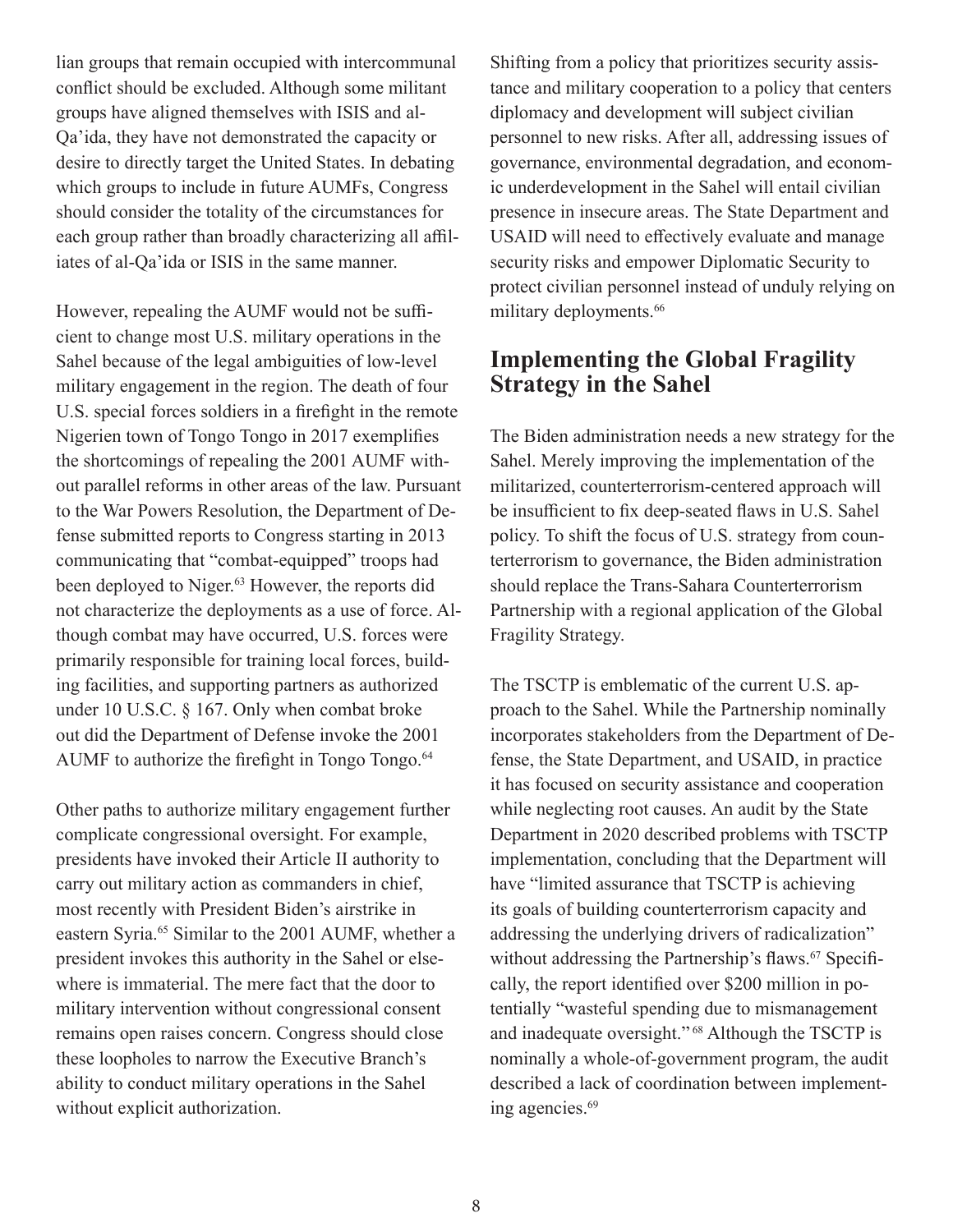lian groups that remain occupied with intercommunal conflict should be excluded. Although some militant groups have aligned themselves with ISIS and al-Qa'ida, they have not demonstrated the capacity or desire to directly target the United States. In debating which groups to include in future AUMFs, Congress should consider the totality of the circumstances for each group rather than broadly characterizing all affiliates of al-Qa'ida or ISIS in the same manner.

However, repealing the AUMF would not be sufficient to change most U.S. military operations in the Sahel because of the legal ambiguities of low-level military engagement in the region. The death of four U.S. special forces soldiers in a firefight in the remote Nigerien town of Tongo Tongo in 2017 exemplifies the shortcomings of repealing the 2001 AUMF without parallel reforms in other areas of the law. Pursuant to the War Powers Resolution, the Department of Defense submitted reports to Congress starting in 2013 communicating that "combat-equipped" troops had been deployed to Niger.[63] However, the reports did not characterize the deployments as a use of force. Although combat may have occurred, U.S. forces were primarily responsible for training local forces, building facilities, and supporting partners as authorized under 10 U.S.C. § 167. Only when combat broke out did the Department of Defense invoke the 2001 AUMF to authorize the firefight in Tongo Tongo.[64]

Other paths to authorize military engagement further complicate congressional oversight. For example, presidents have invoked their Article II authority to carry out military action as commanders in chief, most recently with President Biden's airstrike in eastern Syria.[65] Similar to the 2001 AUMF, whether a president invokes this authority in the Sahel or elsewhere is immaterial. The mere fact that the door to military intervention without congressional consent remains open raises concern. Congress should close these loopholes to narrow the Executive Branch's ability to conduct military operations in the Sahel without explicit authorization.

Shifting from a policy that prioritizes security assistance and military cooperation to a policy that centers diplomacy and development will subject civilian personnel to new risks. After all, addressing issues of governance, environmental degradation, and economic underdevelopment in the Sahel will entail civilian presence in insecure areas. The State Department and USAID will need to effectively evaluate and manage security risks and empower Diplomatic Security to protect civilian personnel instead of unduly relying on military deployments.[66]

## Implementing the Global Fragility Strategy in the Sahel

The Biden administration needs a new strategy for the Sahel. Merely improving the implementation of the militarized, counterterrorism-centered approach will be insufficient to fix deep-seated flaws in U.S. Sahel policy. To shift the focus of U.S. strategy from counterterrorism to governance, the Biden administration should replace the Trans-Sahara Counterterrorism Partnership with a regional application of the Global Fragility Strategy.

The TSCTP is emblematic of the current U.S. approach to the Sahel. While the Partnership nominally incorporates stakeholders from the Department of Defense, the State Department, and USAID, in practice it has focused on security assistance and cooperation while neglecting root causes. An audit by the State Department in 2020 described problems with TSCTP implementation, concluding that the Department will have "limited assurance that TSCTP is achieving its goals of building counterterrorism capacity and addressing the underlying drivers of radicalization" without addressing the Partnership's flaws.[67] Specifically, the report identified over \$200 million in potentially "wasteful spending due to mismanagement and inadequate oversight."[68] Although the TSCTP is nominally a whole-of-government program, the audit described a lack of coordination between implementing agencies.[69]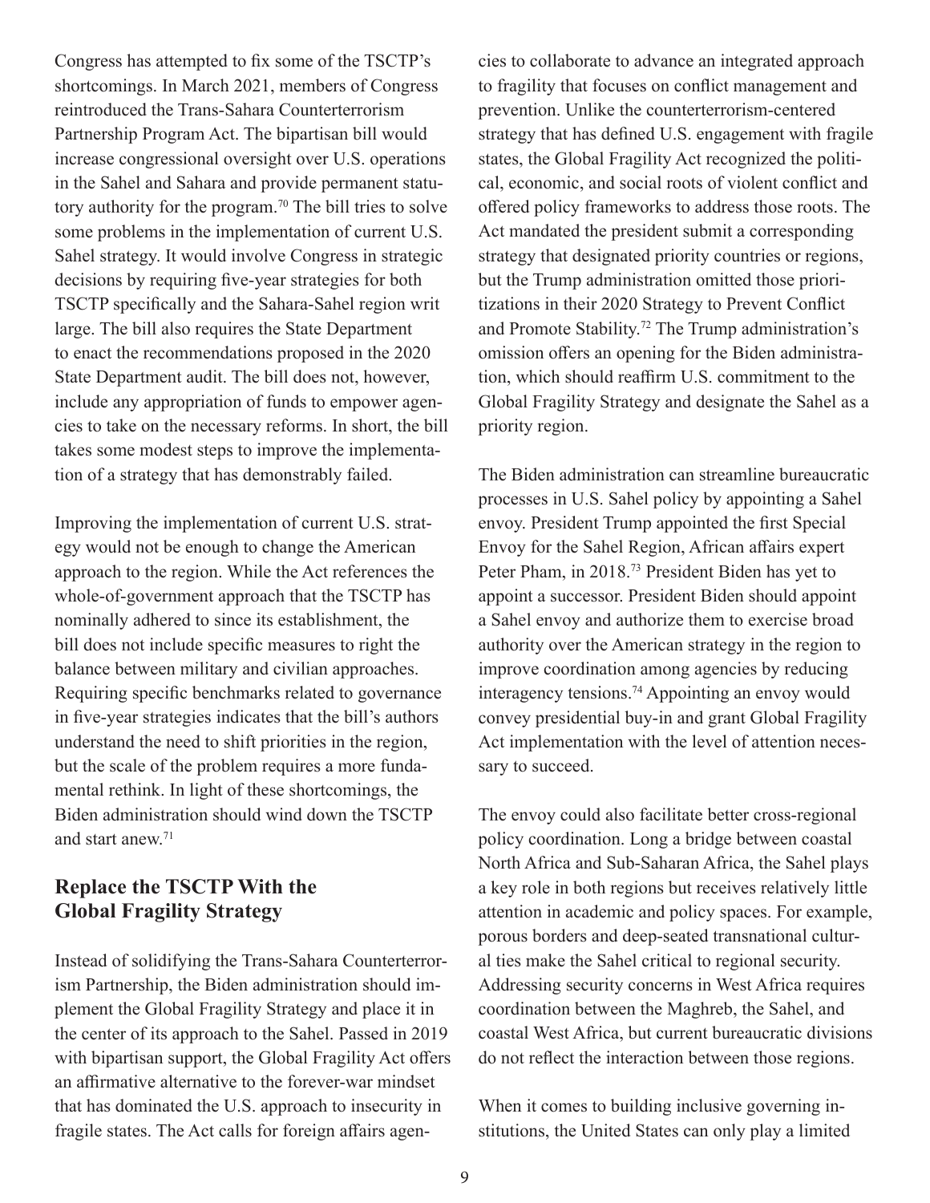Congress has attempted to fix some of the TSCTP's shortcomings. In March 2021, members of Congress reintroduced the Trans-Sahara Counterterrorism Partnership Program Act. The bipartisan bill would increase congressional oversight over U.S. operations in the Sahel and Sahara and provide permanent statutory authority for the program.[70] The bill tries to solve some problems in the implementation of current U.S. Sahel strategy. It would involve Congress in strategic decisions by requiring five-year strategies for both TSCTP specifically and the Sahara-Sahel region writ large. The bill also requires the State Department to enact the recommendations proposed in the 2020 State Department audit. The bill does not, however, include any appropriation of funds to empower agencies to take on the necessary reforms. In short, the bill takes some modest steps to improve the implementation of a strategy that has demonstrably failed.

Improving the implementation of current U.S. strategy would not be enough to change the American approach to the region. While the Act references the whole-of-government approach that the TSCTP has nominally adhered to since its establishment, the bill does not include specific measures to right the balance between military and civilian approaches. Requiring specific benchmarks related to governance in five-year strategies indicates that the bill's authors understand the need to shift priorities in the region, but the scale of the problem requires a more fundamental rethink. In light of these shortcomings, the Biden administration should wind down the TSCTP and start anew.[71]

## Replace the TSCTP With the Global Fragility Strategy

Instead of solidifying the Trans-Sahara Counterterrorism Partnership, the Biden administration should implement the Global Fragility Strategy and place it in the center of its approach to the Sahel. Passed in 2019 with bipartisan support, the Global Fragility Act offers an affirmative alternative to the forever-war mindset that has dominated the U.S. approach to insecurity in fragile states. The Act calls for foreign affairs agencies to collaborate to advance an integrated approach to fragility that focuses on conflict management and prevention. Unlike the counterterrorism-centered strategy that has defined U.S. engagement with fragile states, the Global Fragility Act recognized the political, economic, and social roots of violent conflict and offered policy frameworks to address those roots. The Act mandated the president submit a corresponding strategy that designated priority countries or regions, but the Trump administration omitted those prioritizations in their 2020 Strategy to Prevent Conflict and Promote Stability.[72] The Trump administration's omission offers an opening for the Biden administration, which should reaffirm U.S. commitment to the Global Fragility Strategy and designate the Sahel as a priority region.

The Biden administration can streamline bureaucratic processes in U.S. Sahel policy by appointing a Sahel envoy. President Trump appointed the first Special Envoy for the Sahel Region, African affairs expert Peter Pham, in 2018.[73] President Biden has yet to appoint a successor. President Biden should appoint a Sahel envoy and authorize them to exercise broad authority over the American strategy in the region to improve coordination among agencies by reducing interagency tensions.[74] Appointing an envoy would convey presidential buy-in and grant Global Fragility Act implementation with the level of attention necessary to succeed.

The envoy could also facilitate better cross-regional policy coordination. Long a bridge between coastal North Africa and Sub-Saharan Africa, the Sahel plays a key role in both regions but receives relatively little attention in academic and policy spaces. For example, porous borders and deep-seated transnational cultural ties make the Sahel critical to regional security. Addressing security concerns in West Africa requires coordination between the Maghreb, the Sahel, and coastal West Africa, but current bureaucratic divisions do not reflect the interaction between those regions.

When it comes to building inclusive governing institutions, the United States can only play a limited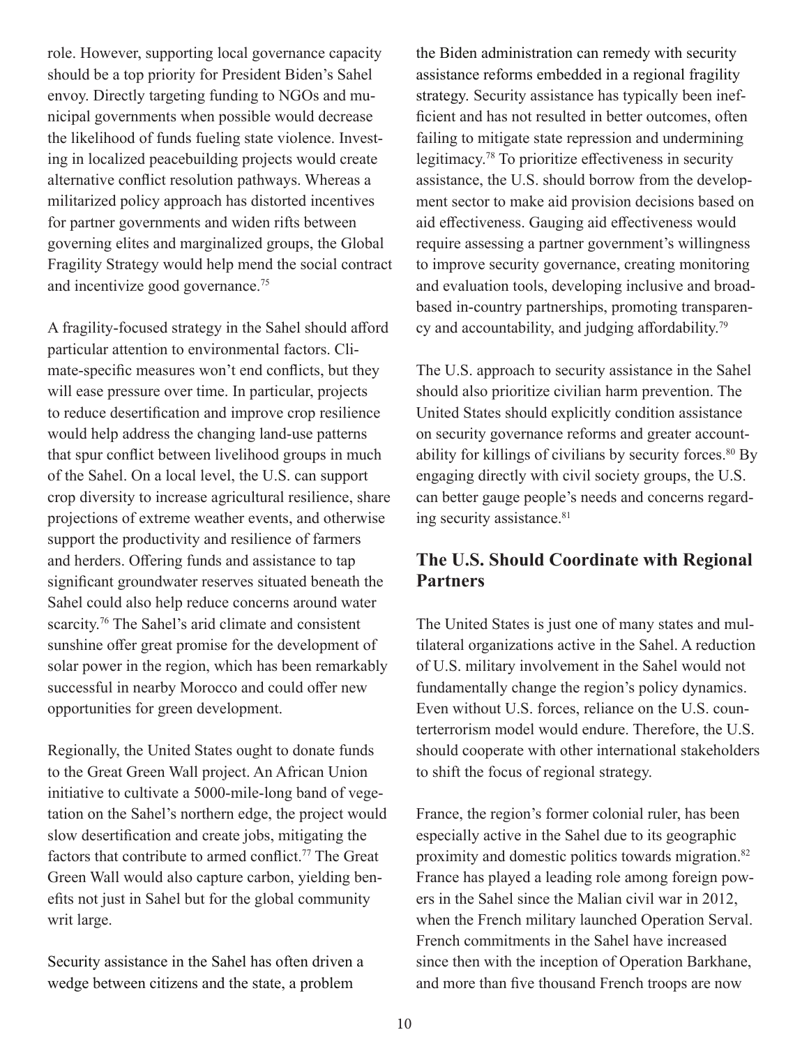role. However, supporting local governance capacity should be a top priority for President Biden's Sahel envoy. Directly targeting funding to NGOs and municipal governments when possible would decrease the likelihood of funds fueling state violence. Investing in localized peacebuilding projects would create alternative conflict resolution pathways. Whereas a militarized policy approach has distorted incentives for partner governments and widen rifts between governing elites and marginalized groups, the Global Fragility Strategy would help mend the social contract and incentivize good governance.[75]

A fragility-focused strategy in the Sahel should afford particular attention to environmental factors. Climate-specific measures won't end conflicts, but they will ease pressure over time. In particular, projects to reduce desertification and improve crop resilience would help address the changing land-use patterns that spur conflict between livelihood groups in much of the Sahel. On a local level, the U.S. can support crop diversity to increase agricultural resilience, share projections of extreme weather events, and otherwise support the productivity and resilience of farmers and herders. Offering funds and assistance to tap significant groundwater reserves situated beneath the Sahel could also help reduce concerns around water scarcity.[76] The Sahel's arid climate and consistent sunshine offer great promise for the development of solar power in the region, which has been remarkably successful in nearby Morocco and could offer new opportunities for green development.

Regionally, the United States ought to donate funds to the Great Green Wall project. An African Union initiative to cultivate a 5000-mile-long band of vegetation on the Sahel's northern edge, the project would slow desertification and create jobs, mitigating the factors that contribute to armed conflict.[77] The Great Green Wall would also capture carbon, yielding benefits not just in Sahel but for the global community writ large.

Security assistance in the Sahel has often driven a wedge between citizens and the state, a problem the Biden administration can remedy with security assistance reforms embedded in a regional fragility strategy. Security assistance has typically been inefficient and has not resulted in better outcomes, often failing to mitigate state repression and undermining legitimacy.[78] To prioritize effectiveness in security assistance, the U.S. should borrow from the development sector to make aid provision decisions based on aid effectiveness. Gauging aid effectiveness would require assessing a partner government's willingness to improve security governance, creating monitoring and evaluation tools, developing inclusive and broad-based in-country partnerships, promoting transparency and accountability, and judging affordability.[79]

The U.S. approach to security assistance in the Sahel should also prioritize civilian harm prevention. The United States should explicitly condition assistance on security governance reforms and greater accountability for killings of civilians by security forces.[80] By engaging directly with civil society groups, the U.S. can better gauge people's needs and concerns regarding security assistance.[81]

## The U.S. Should Coordinate with Regional Partners

The United States is just one of many states and multilateral organizations active in the Sahel. A reduction of U.S. military involvement in the Sahel would not fundamentally change the region's policy dynamics. Even without U.S. forces, reliance on the U.S. counterterrorism model would endure. Therefore, the U.S. should cooperate with other international stakeholders to shift the focus of regional strategy.

France, the region's former colonial ruler, has been especially active in the Sahel due to its geographic proximity and domestic politics towards migration.[82] France has played a leading role among foreign powers in the Sahel since the Malian civil war in 2012, when the French military launched Operation Serval. French commitments in the Sahel have increased since then with the inception of Operation Barkhane, and more than five thousand French troops are now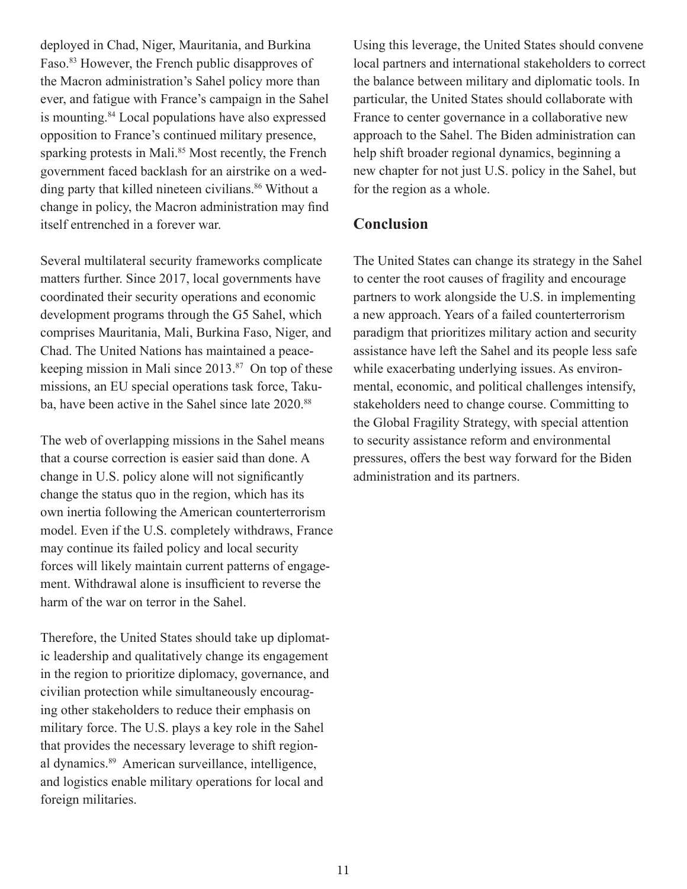deployed in Chad, Niger, Mauritania, and Burkina Faso.[83] However, the French public disapproves of the Macron administration's Sahel policy more than ever, and fatigue with France's campaign in the Sahel is mounting.[84] Local populations have also expressed opposition to France's continued military presence, sparking protests in Mali.[85] Most recently, the French government faced backlash for an airstrike on a wedding party that killed nineteen civilians.[86] Without a change in policy, the Macron administration may find itself entrenched in a forever war.

Several multilateral security frameworks complicate matters further. Since 2017, local governments have coordinated their security operations and economic development programs through the G5 Sahel, which comprises Mauritania, Mali, Burkina Faso, Niger, and Chad. The United Nations has maintained a peacekeeping mission in Mali since 2013.[87] On top of these missions, an EU special operations task force, Takuba, have been active in the Sahel since late 2020.[88]

The web of overlapping missions in the Sahel means that a course correction is easier said than done. A change in U.S. policy alone will not significantly change the status quo in the region, which has its own inertia following the American counterterrorism model. Even if the U.S. completely withdraws, France may continue its failed policy and local security forces will likely maintain current patterns of engagement. Withdrawal alone is insufficient to reverse the harm of the war on terror in the Sahel.

Therefore, the United States should take up diplomatic leadership and qualitatively change its engagement in the region to prioritize diplomacy, governance, and civilian protection while simultaneously encouraging other stakeholders to reduce their emphasis on military force. The U.S. plays a key role in the Sahel that provides the necessary leverage to shift regional dynamics.[89] American surveillance, intelligence, and logistics enable military operations for local and foreign militaries.

Using this leverage, the United States should convene local partners and international stakeholders to correct the balance between military and diplomatic tools. In particular, the United States should collaborate with France to center governance in a collaborative new approach to the Sahel. The Biden administration can help shift broader regional dynamics, beginning a new chapter for not just U.S. policy in the Sahel, but for the region as a whole.

## Conclusion

The United States can change its strategy in the Sahel to center the root causes of fragility and encourage partners to work alongside the U.S. in implementing a new approach. Years of a failed counterterrorism paradigm that prioritizes military action and security assistance have left the Sahel and its people less safe while exacerbating underlying issues. As environmental, economic, and political challenges intensify, stakeholders need to change course. Committing to the Global Fragility Strategy, with special attention to security assistance reform and environmental pressures, offers the best way forward for the Biden administration and its partners.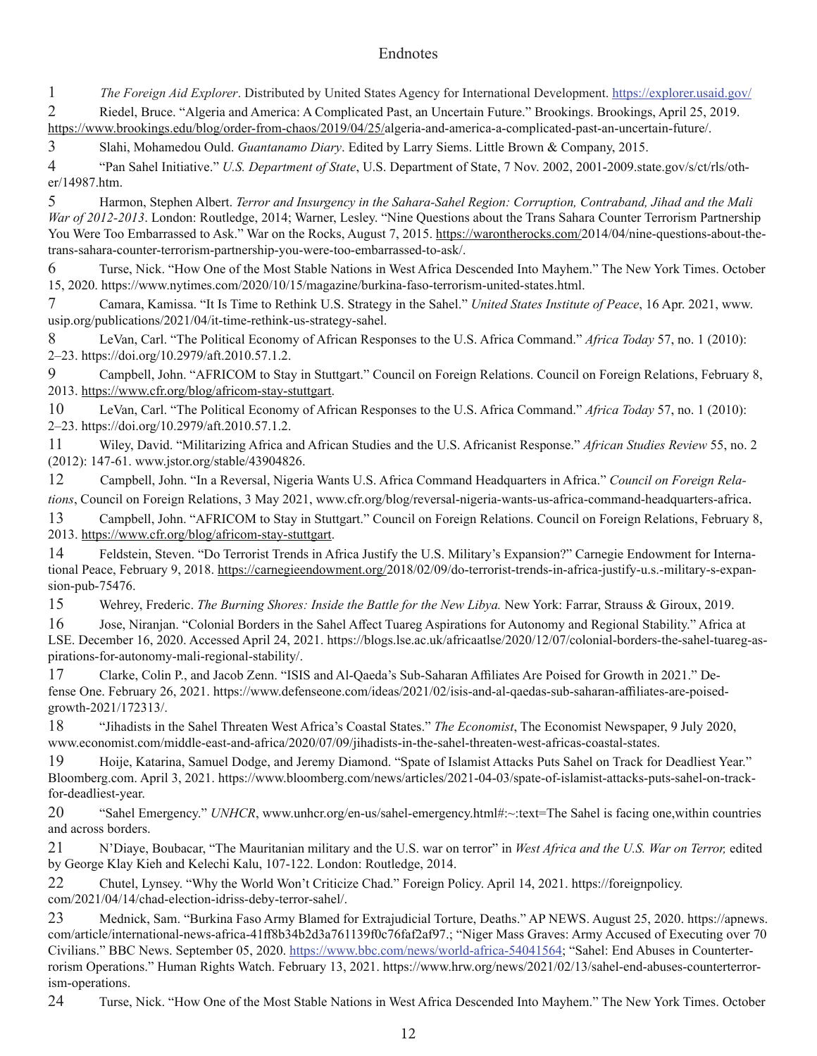# Endnotes

1 *The Foreign Aid Explorer*. Distributed by United States Agency for International Development. https://explorer.usaid.gov/

2 Riedel, Bruce. "Algeria and America: A Complicated Past, an Uncertain Future." Brookings. Brookings, April 25, 2019. https://www.brookings.edu/blog/order-from-chaos/2019/04/25/algeria-and-america-a-complicated-past-an-uncertain-future/.

3 Slahi, Mohamedou Ould. *Guantanamo Diary*. Edited by Larry Siems. Little Brown & Company, 2015.

4 "Pan Sahel Initiative." *U.S. Department of State*, U.S. Department of State, 7 Nov. 2002, 2001-2009.state.gov/s/ct/rls/other/14987.htm.

5 Harmon, Stephen Albert. *Terror and Insurgency in the Sahara-Sahel Region: Corruption, Contraband, Jihad and the Mali War of 2012-2013*. London: Routledge, 2014; Warner, Lesley. "Nine Questions about the Trans Sahara Counter Terrorism Partnership You Were Too Embarrassed to Ask." War on the Rocks, August 7, 2015. https://warontherocks.com/2014/04/nine-questions-about-the-trans-sahara-counter-terrorism-partnership-you-were-too-embarrassed-to-ask/.

6 Turse, Nick. "How One of the Most Stable Nations in West Africa Descended Into Mayhem." The New York Times. October 15, 2020. https://www.nytimes.com/2020/10/15/magazine/burkina-faso-terrorism-united-states.html.

7 Camara, Kamissa. "It Is Time to Rethink U.S. Strategy in the Sahel." *United States Institute of Peace*, 16 Apr. 2021, www.usip.org/publications/2021/04/it-time-rethink-us-strategy-sahel.

8 LeVan, Carl. "The Political Economy of African Responses to the U.S. Africa Command." *Africa Today* 57, no. 1 (2010): 2–23. https://doi.org/10.2979/aft.2010.57.1.2.

9 Campbell, John. "AFRICOM to Stay in Stuttgart." Council on Foreign Relations. Council on Foreign Relations, February 8, 2013. https://www.cfr.org/blog/africom-stay-stuttgart.

10 LeVan, Carl. "The Political Economy of African Responses to the U.S. Africa Command." *Africa Today* 57, no. 1 (2010): 2–23. https://doi.org/10.2979/aft.2010.57.1.2.

11 Wiley, David. "Militarizing Africa and African Studies and the U.S. Africanist Response." *African Studies Review* 55, no. 2 (2012): 147-61. www.jstor.org/stable/43904826.

12 Campbell, John. "In a Reversal, Nigeria Wants U.S. Africa Command Headquarters in Africa." *Council on Foreign Relations*, Council on Foreign Relations, 3 May 2021, www.cfr.org/blog/reversal-nigeria-wants-us-africa-command-headquarters-africa.

13 Campbell, John. "AFRICOM to Stay in Stuttgart." Council on Foreign Relations. Council on Foreign Relations, February 8, 2013. https://www.cfr.org/blog/africom-stay-stuttgart.

14 Feldstein, Steven. "Do Terrorist Trends in Africa Justify the U.S. Military's Expansion?" Carnegie Endowment for International Peace, February 9, 2018. https://carnegieendowment.org/2018/02/09/do-terrorist-trends-in-africa-justify-u.s.-military-s-expansion-pub-75476.

15 Wehrey, Frederic. *The Burning Shores: Inside the Battle for the New Libya.* New York: Farrar, Strauss & Giroux, 2019.

16 Jose, Niranjan. "Colonial Borders in the Sahel Affect Tuareg Aspirations for Autonomy and Regional Stability." Africa at LSE. December 16, 2020. Accessed April 24, 2021. https://blogs.lse.ac.uk/africaatlse/2020/12/07/colonial-borders-the-sahel-tuareg-aspirations-for-autonomy-mali-regional-stability/.

17 Clarke, Colin P., and Jacob Zenn. "ISIS and Al-Qaeda's Sub-Saharan Affiliates Are Poised for Growth in 2021." Defense One. February 26, 2021. https://www.defenseone.com/ideas/2021/02/isis-and-al-qaedas-sub-saharan-affiliates-are-poised-growth-2021/172313/.

18 "Jihadists in the Sahel Threaten West Africa's Coastal States." *The Economist*, The Economist Newspaper, 9 July 2020, www.economist.com/middle-east-and-africa/2020/07/09/jihadists-in-the-sahel-threaten-west-africas-coastal-states.

19 Hoije, Katarina, Samuel Dodge, and Jeremy Diamond. "Spate of Islamist Attacks Puts Sahel on Track for Deadliest Year." Bloomberg.com. April 3, 2021. https://www.bloomberg.com/news/articles/2021-04-03/spate-of-islamist-attacks-puts-sahel-on-track-for-deadliest-year.

20 "Sahel Emergency." *UNHCR*, www.unhcr.org/en-us/sahel-emergency.html#:~:text=The Sahel is facing one,within countries and across borders.

21 N'Diaye, Boubacar, "The Mauritanian military and the U.S. war on terror" in *West Africa and the U.S. War on Terror,* edited by George Klay Kieh and Kelechi Kalu, 107-122. London: Routledge, 2014.

22 Chutel, Lynsey. "Why the World Won't Criticize Chad." Foreign Policy. April 14, 2021. https://foreignpolicy.com/2021/04/14/chad-election-idriss-deby-terror-sahel/.

23 Mednick, Sam. "Burkina Faso Army Blamed for Extrajudicial Torture, Deaths." AP NEWS. August 25, 2020. https://apnews.com/article/international-news-africa-41ff8b34b2d3a761139f0c76faf2af97.; "Niger Mass Graves: Army Accused of Executing over 70 Civilians." BBC News. September 05, 2020. https://www.bbc.com/news/world-africa-54041564; "Sahel: End Abuses in Counterterrorism Operations." Human Rights Watch. February 13, 2021. https://www.hrw.org/news/2021/02/13/sahel-end-abuses-counterterrorism-operations.

24 Turse, Nick. "How One of the Most Stable Nations in West Africa Descended Into Mayhem." The New York Times. October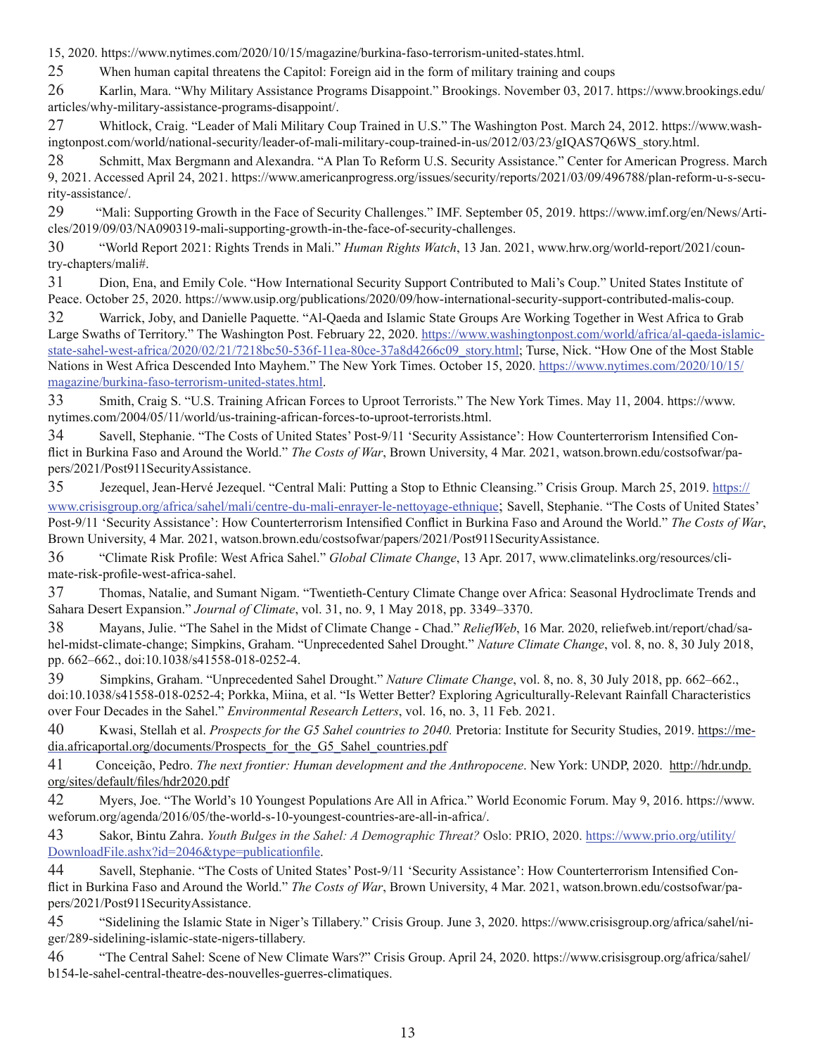15, 2020. https://www.nytimes.com/2020/10/15/magazine/burkina-faso-terrorism-united-states.html.

25 When human capital threatens the Capitol: Foreign aid in the form of military training and coups

26 Karlin, Mara. "Why Military Assistance Programs Disappoint." Brookings. November 03, 2017. https://www.brookings.edu/articles/why-military-assistance-programs-disappoint/.

27 Whitlock, Craig. "Leader of Mali Military Coup Trained in U.S." The Washington Post. March 24, 2012. https://www.washingtonpost.com/world/national-security/leader-of-mali-military-coup-trained-in-us/2012/03/23/gIQAS7Q6WS_story.html.

28 Schmitt, Max Bergmann and Alexandra. "A Plan To Reform U.S. Security Assistance." Center for American Progress. March 9, 2021. Accessed April 24, 2021. https://www.americanprogress.org/issues/security/reports/2021/03/09/496788/plan-reform-u-s-security-assistance/.

29 "Mali: Supporting Growth in the Face of Security Challenges." IMF. September 05, 2019. https://www.imf.org/en/News/Articles/2019/09/03/NA090319-mali-supporting-growth-in-the-face-of-security-challenges.

30 "World Report 2021: Rights Trends in Mali." *Human Rights Watch*, 13 Jan. 2021, www.hrw.org/world-report/2021/country-chapters/mali#.

31 Dion, Ena, and Emily Cole. "How International Security Support Contributed to Mali's Coup." United States Institute of Peace. October 25, 2020. https://www.usip.org/publications/2020/09/how-international-security-support-contributed-malis-coup.

32 Warrick, Joby, and Danielle Paquette. "Al-Qaeda and Islamic State Groups Are Working Together in West Africa to Grab Large Swaths of Territory." The Washington Post. February 22, 2020. https://www.washingtonpost.com/world/africa/al-qaeda-islamic-state-sahel-west-africa/2020/02/21/7218bc50-536f-11ea-80ce-37a8d4266c09_story.html; Turse, Nick. "How One of the Most Stable Nations in West Africa Descended Into Mayhem." The New York Times. October 15, 2020. https://www.nytimes.com/2020/10/15/magazine/burkina-faso-terrorism-united-states.html.

33 Smith, Craig S. "U.S. Training African Forces to Uproot Terrorists." The New York Times. May 11, 2004. https://www.nytimes.com/2004/05/11/world/us-training-african-forces-to-uproot-terrorists.html.

34 Savell, Stephanie. "The Costs of United States' Post-9/11 'Security Assistance': How Counterterrorism Intensified Conflict in Burkina Faso and Around the World." *The Costs of War*, Brown University, 4 Mar. 2021, watson.brown.edu/costsofwar/papers/2021/Post911SecurityAssistance.

35 Jezequel, Jean-Hervé Jezequel. "Central Mali: Putting a Stop to Ethnic Cleansing." Crisis Group. March 25, 2019. https://www.crisisgroup.org/africa/sahel/mali/centre-du-mali-enrayer-le-nettoyage-ethnique; Savell, Stephanie. "The Costs of United States' Post-9/11 'Security Assistance': How Counterterrorism Intensified Conflict in Burkina Faso and Around the World." *The Costs of War*, Brown University, 4 Mar. 2021, watson.brown.edu/costsofwar/papers/2021/Post911SecurityAssistance.

36 "Climate Risk Profile: West Africa Sahel." *Global Climate Change*, 13 Apr. 2017, www.climatelinks.org/resources/climate-risk-profile-west-africa-sahel.

37 Thomas, Natalie, and Sumant Nigam. "Twentieth-Century Climate Change over Africa: Seasonal Hydroclimate Trends and Sahara Desert Expansion." *Journal of Climate*, vol. 31, no. 9, 1 May 2018, pp. 3349–3370.

38 Mayans, Julie. "The Sahel in the Midst of Climate Change - Chad." *ReliefWeb*, 16 Mar. 2020, reliefweb.int/report/chad/sahel-midst-climate-change; Simpkins, Graham. "Unprecedented Sahel Drought." *Nature Climate Change*, vol. 8, no. 8, 30 July 2018, pp. 662–662., doi:10.1038/s41558-018-0252-4.

39 Simpkins, Graham. "Unprecedented Sahel Drought." *Nature Climate Change*, vol. 8, no. 8, 30 July 2018, pp. 662–662., doi:10.1038/s41558-018-0252-4; Porkka, Miina, et al. "Is Wetter Better? Exploring Agriculturally-Relevant Rainfall Characteristics over Four Decades in the Sahel." *Environmental Research Letters*, vol. 16, no. 3, 11 Feb. 2021.

40 Kwasi, Stellah et al. *Prospects for the G5 Sahel countries to 2040.* Pretoria: Institute for Security Studies, 2019. https://media.africaportal.org/documents/Prospects_for_the_G5_Sahel_countries.pdf

41 Conceição, Pedro. *The next frontier: Human development and the Anthropocene*. New York: UNDP, 2020. http://hdr.undp.org/sites/default/files/hdr2020.pdf

42 Myers, Joe. "The World's 10 Youngest Populations Are All in Africa." World Economic Forum. May 9, 2016. https://www.weforum.org/agenda/2016/05/the-world-s-10-youngest-countries-are-all-in-africa/.

43 Sakor, Bintu Zahra. *Youth Bulges in the Sahel: A Demographic Threat?* Oslo: PRIO, 2020. https://www.prio.org/utility/DownloadFile.ashx?id=2046&type=publicationfile.

44 Savell, Stephanie. "The Costs of United States' Post-9/11 'Security Assistance': How Counterterrorism Intensified Conflict in Burkina Faso and Around the World." *The Costs of War*, Brown University, 4 Mar. 2021, watson.brown.edu/costsofwar/papers/2021/Post911SecurityAssistance.

45 "Sidelining the Islamic State in Niger's Tillabery." Crisis Group. June 3, 2020. https://www.crisisgroup.org/africa/sahel/niger/289-sidelining-islamic-state-nigers-tillabery.

46 "The Central Sahel: Scene of New Climate Wars?" Crisis Group. April 24, 2020. https://www.crisisgroup.org/africa/sahel/b154-le-sahel-central-theatre-des-nouvelles-guerres-climatiques.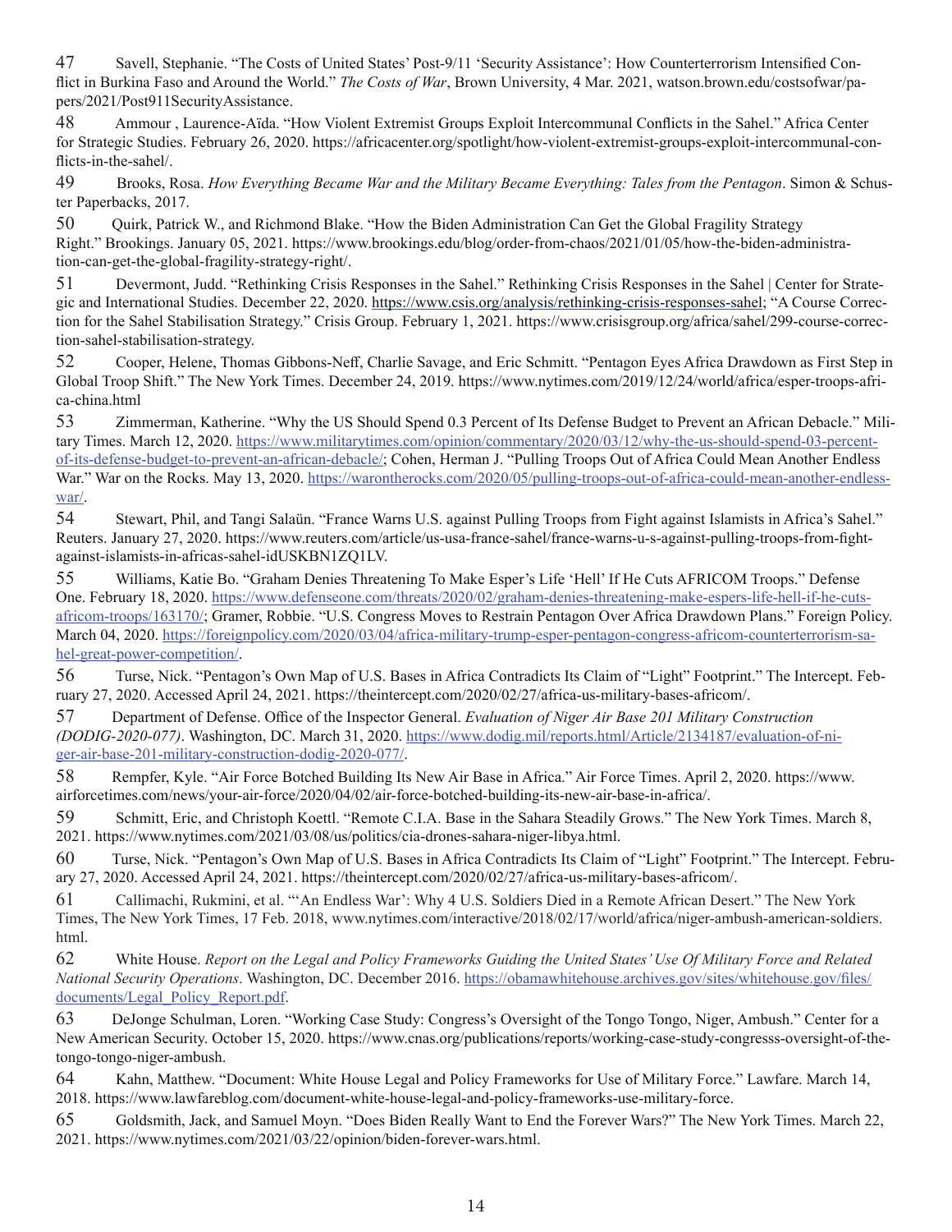47 Savell, Stephanie. "The Costs of United States' Post-9/11 'Security Assistance': How Counterterrorism Intensified Conflict in Burkina Faso and Around the World." *The Costs of War*, Brown University, 4 Mar. 2021, watson.brown.edu/costsofwar/papers/2021/Post911SecurityAssistance.

48 Ammour , Laurence-Aïda. "How Violent Extremist Groups Exploit Intercommunal Conflicts in the Sahel." Africa Center for Strategic Studies. February 26, 2020. https://africacenter.org/spotlight/how-violent-extremist-groups-exploit-intercommunal-conflicts-in-the-sahel/.

49 Brooks, Rosa. *How Everything Became War and the Military Became Everything: Tales from the Pentagon*. Simon & Schuster Paperbacks, 2017.

50 Quirk, Patrick W., and Richmond Blake. "How the Biden Administration Can Get the Global Fragility Strategy Right." Brookings. January 05, 2021. https://www.brookings.edu/blog/order-from-chaos/2021/01/05/how-the-biden-administration-can-get-the-global-fragility-strategy-right/.

51 Devermont, Judd. "Rethinking Crisis Responses in the Sahel." Rethinking Crisis Responses in the Sahel | Center for Strategic and International Studies. December 22, 2020. https://www.csis.org/analysis/rethinking-crisis-responses-sahel; "A Course Correction for the Sahel Stabilisation Strategy." Crisis Group. February 1, 2021. https://www.crisisgroup.org/africa/sahel/299-course-correction-sahel-stabilisation-strategy.

52 Cooper, Helene, Thomas Gibbons-Neff, Charlie Savage, and Eric Schmitt. "Pentagon Eyes Africa Drawdown as First Step in Global Troop Shift." The New York Times. December 24, 2019. https://www.nytimes.com/2019/12/24/world/africa/esper-troops-africa-china.html

53 Zimmerman, Katherine. "Why the US Should Spend 0.3 Percent of Its Defense Budget to Prevent an African Debacle." Military Times. March 12, 2020. https://www.militarytimes.com/opinion/commentary/2020/03/12/why-the-us-should-spend-03-percent-of-its-defense-budget-to-prevent-an-african-debacle/; Cohen, Herman J. "Pulling Troops Out of Africa Could Mean Another Endless War." War on the Rocks. May 13, 2020. https://warontherocks.com/2020/05/pulling-troops-out-of-africa-could-mean-another-endless-war/.

54 Stewart, Phil, and Tangi Salaün. "France Warns U.S. against Pulling Troops from Fight against Islamists in Africa's Sahel." Reuters. January 27, 2020. https://www.reuters.com/article/us-usa-france-sahel/france-warns-u-s-against-pulling-troops-from-fight-against-islamists-in-africas-sahel-idUSKBN1ZQ1LV.

55 Williams, Katie Bo. "Graham Denies Threatening To Make Esper's Life 'Hell' If He Cuts AFRICOM Troops." Defense One. February 18, 2020. https://www.defenseone.com/threats/2020/02/graham-denies-threatening-make-espers-life-hell-if-he-cuts-africom-troops/163170/; Gramer, Robbie. "U.S. Congress Moves to Restrain Pentagon Over Africa Drawdown Plans." Foreign Policy. March 04, 2020. https://foreignpolicy.com/2020/03/04/africa-military-trump-esper-pentagon-congress-africom-counterterrorism-sahel-great-power-competition/.

56 Turse, Nick. "Pentagon's Own Map of U.S. Bases in Africa Contradicts Its Claim of "Light" Footprint." The Intercept. February 27, 2020. Accessed April 24, 2021. https://theintercept.com/2020/02/27/africa-us-military-bases-africom/.

57 Department of Defense. Office of the Inspector General. *Evaluation of Niger Air Base 201 Military Construction (DODIG-2020-077)*. Washington, DC. March 31, 2020. https://www.dodig.mil/reports.html/Article/2134187/evaluation-of-niger-air-base-201-military-construction-dodig-2020-077/.

58 Rempfer, Kyle. "Air Force Botched Building Its New Air Base in Africa." Air Force Times. April 2, 2020. https://www.airforcetimes.com/news/your-air-force/2020/04/02/air-force-botched-building-its-new-air-base-in-africa/.

59 Schmitt, Eric, and Christoph Koettl. "Remote C.I.A. Base in the Sahara Steadily Grows." The New York Times. March 8, 2021. https://www.nytimes.com/2021/03/08/us/politics/cia-drones-sahara-niger-libya.html.

60 Turse, Nick. "Pentagon's Own Map of U.S. Bases in Africa Contradicts Its Claim of "Light" Footprint." The Intercept. February 27, 2020. Accessed April 24, 2021. https://theintercept.com/2020/02/27/africa-us-military-bases-africom/.

61 Callimachi, Rukmini, et al. "'An Endless War': Why 4 U.S. Soldiers Died in a Remote African Desert." The New York Times, The New York Times, 17 Feb. 2018, www.nytimes.com/interactive/2018/02/17/world/africa/niger-ambush-american-soldiers.html.

62 White House. *Report on the Legal and Policy Frameworks Guiding the United States' Use Of Military Force and Related National Security Operations*. Washington, DC. December 2016. https://obamawhitehouse.archives.gov/sites/whitehouse.gov/files/documents/Legal_Policy_Report.pdf.

63 DeJonge Schulman, Loren. "Working Case Study: Congress's Oversight of the Tongo Tongo, Niger, Ambush." Center for a New American Security. October 15, 2020. https://www.cnas.org/publications/reports/working-case-study-congresss-oversight-of-the-tongo-tongo-niger-ambush.

64 Kahn, Matthew. "Document: White House Legal and Policy Frameworks for Use of Military Force." Lawfare. March 14, 2018. https://www.lawfareblog.com/document-white-house-legal-and-policy-frameworks-use-military-force.

65 Goldsmith, Jack, and Samuel Moyn. "Does Biden Really Want to End the Forever Wars?" The New York Times. March 22, 2021. https://www.nytimes.com/2021/03/22/opinion/biden-forever-wars.html.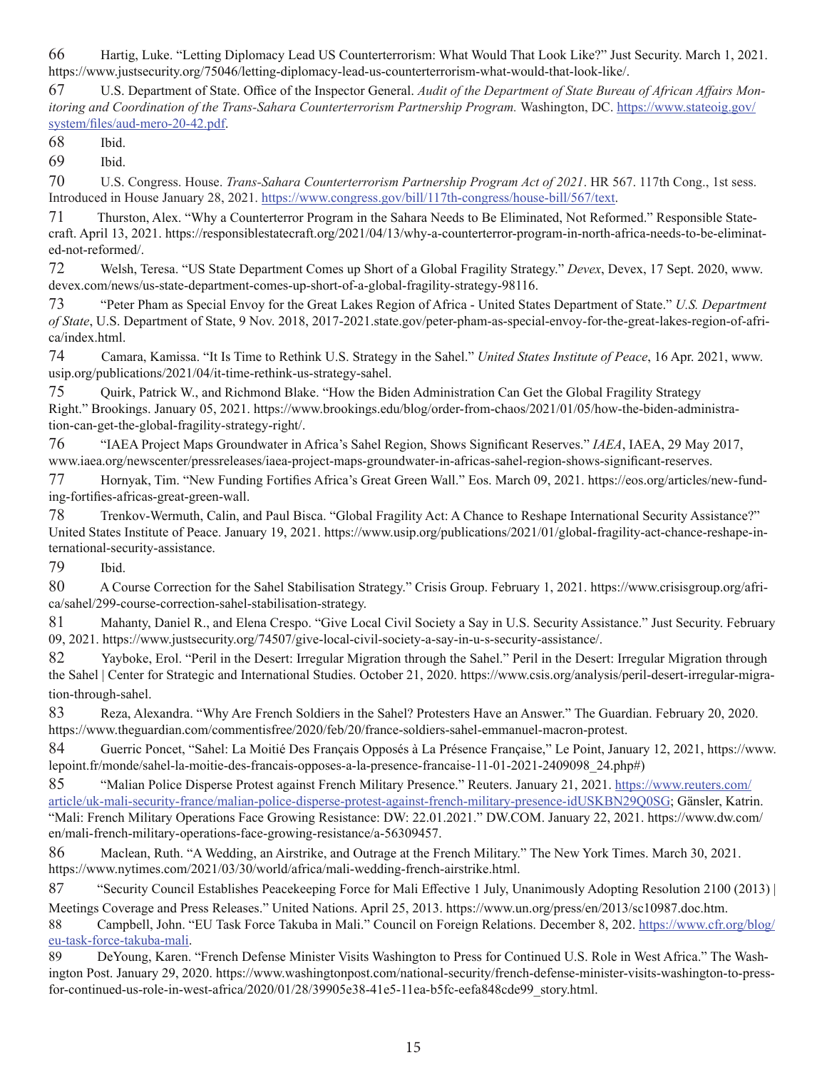66 Hartig, Luke. "Letting Diplomacy Lead US Counterterrorism: What Would That Look Like?" Just Security. March 1, 2021. https://www.justsecurity.org/75046/letting-diplomacy-lead-us-counterterrorism-what-would-that-look-like/.

67 U.S. Department of State. Office of the Inspector General. *Audit of the Department of State Bureau of African Affairs Monitoring and Coordination of the Trans-Sahara Counterterrorism Partnership Program.* Washington, DC. https://www.stateoig.gov/system/files/aud-mero-20-42.pdf.

68 Ibid.

69 Ibid.

70 U.S. Congress. House. *Trans-Sahara Counterterrorism Partnership Program Act of 2021*. HR 567. 117th Cong., 1st sess. Introduced in House January 28, 2021. https://www.congress.gov/bill/117th-congress/house-bill/567/text.

71 Thurston, Alex. "Why a Counterterror Program in the Sahara Needs to Be Eliminated, Not Reformed." Responsible Statecraft. April 13, 2021. https://responsiblestatecraft.org/2021/04/13/why-a-counterterror-program-in-north-africa-needs-to-be-eliminated-not-reformed/.

72 Welsh, Teresa. "US State Department Comes up Short of a Global Fragility Strategy." *Devex*, Devex, 17 Sept. 2020, www.devex.com/news/us-state-department-comes-up-short-of-a-global-fragility-strategy-98116.

73 "Peter Pham as Special Envoy for the Great Lakes Region of Africa - United States Department of State." *U.S. Department of State*, U.S. Department of State, 9 Nov. 2018, 2017-2021.state.gov/peter-pham-as-special-envoy-for-the-great-lakes-region-of-africa/index.html.

74 Camara, Kamissa. "It Is Time to Rethink U.S. Strategy in the Sahel." *United States Institute of Peace*, 16 Apr. 2021, www.usip.org/publications/2021/04/it-time-rethink-us-strategy-sahel.

75 Quirk, Patrick W., and Richmond Blake. "How the Biden Administration Can Get the Global Fragility Strategy Right." Brookings. January 05, 2021. https://www.brookings.edu/blog/order-from-chaos/2021/01/05/how-the-biden-administration-can-get-the-global-fragility-strategy-right/.

76 "IAEA Project Maps Groundwater in Africa's Sahel Region, Shows Significant Reserves." *IAEA*, IAEA, 29 May 2017, www.iaea.org/newscenter/pressreleases/iaea-project-maps-groundwater-in-africas-sahel-region-shows-significant-reserves.

77 Hornyak, Tim. "New Funding Fortifies Africa's Great Green Wall." Eos. March 09, 2021. https://eos.org/articles/new-funding-fortifies-africas-great-green-wall.

78 Trenkov-Wermuth, Calin, and Paul Bisca. "Global Fragility Act: A Chance to Reshape International Security Assistance?" United States Institute of Peace. January 19, 2021. https://www.usip.org/publications/2021/01/global-fragility-act-chance-reshape-international-security-assistance.

79 Ibid.

80 A Course Correction for the Sahel Stabilisation Strategy." Crisis Group. February 1, 2021. https://www.crisisgroup.org/africa/sahel/299-course-correction-sahel-stabilisation-strategy.

81 Mahanty, Daniel R., and Elena Crespo. "Give Local Civil Society a Say in U.S. Security Assistance." Just Security. February 09, 2021. https://www.justsecurity.org/74507/give-local-civil-society-a-say-in-u-s-security-assistance/.

82 Yayboke, Erol. "Peril in the Desert: Irregular Migration through the Sahel." Peril in the Desert: Irregular Migration through the Sahel | Center for Strategic and International Studies. October 21, 2020. https://www.csis.org/analysis/peril-desert-irregular-migration-through-sahel.

83 Reza, Alexandra. "Why Are French Soldiers in the Sahel? Protesters Have an Answer." The Guardian. February 20, 2020. https://www.theguardian.com/commentisfree/2020/feb/20/france-soldiers-sahel-emmanuel-macron-protest.

84 Guerric Poncet, "Sahel: La Moitié Des Français Opposés à La Présence Française," Le Point, January 12, 2021, https://www.lepoint.fr/monde/sahel-la-moitie-des-francais-opposes-a-la-presence-francaise-11-01-2021-2409098_24.php#)

85 "Malian Police Disperse Protest against French Military Presence." Reuters. January 21, 2021. https://www.reuters.com/article/uk-mali-security-france/malian-police-disperse-protest-against-french-military-presence-idUSKBN29Q0SG; Gänsler, Katrin. "Mali: French Military Operations Face Growing Resistance: DW: 22.01.2021." DW.COM. January 22, 2021. https://www.dw.com/en/mali-french-military-operations-face-growing-resistance/a-56309457.

86 Maclean, Ruth. "A Wedding, an Airstrike, and Outrage at the French Military." The New York Times. March 30, 2021. https://www.nytimes.com/2021/03/30/world/africa/mali-wedding-french-airstrike.html.

87 "Security Council Establishes Peacekeeping Force for Mali Effective 1 July, Unanimously Adopting Resolution 2100 (2013) | Meetings Coverage and Press Releases." United Nations. April 25, 2013. https://www.un.org/press/en/2013/sc10987.doc.htm.

88 Campbell, John. "EU Task Force Takuba in Mali." Council on Foreign Relations. December 8, 202. https://www.cfr.org/blog/eu-task-force-takuba-mali.

89 DeYoung, Karen. "French Defense Minister Visits Washington to Press for Continued U.S. Role in West Africa." The Washington Post. January 29, 2020. https://www.washingtonpost.com/national-security/french-defense-minister-visits-washington-to-press-for-continued-us-role-in-west-africa/2020/01/28/39905e38-41e5-11ea-b5fc-eefa848cde99_story.html.